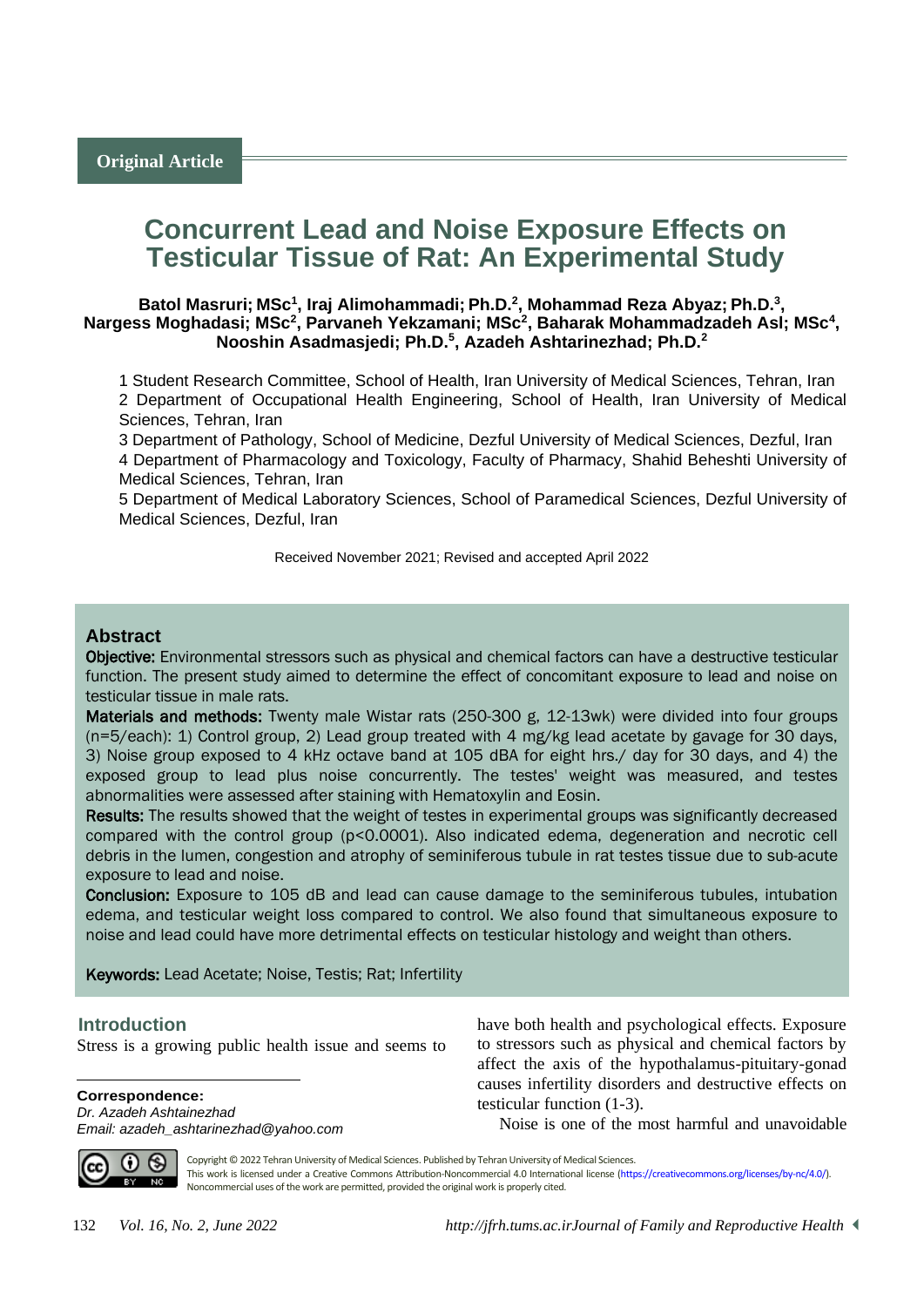Original Article

# Concurrent Lead and Noise Exposure Effects on Testicular Tissue of Rat: An Experimental Study

**Batol Masruri; MSc[1], Iraj Alimohammadi; Ph.D.[2], Mohammad Reza Abyaz; Ph.D.[3], Nargess Moghadasi; MSc[2], Parvaneh Yekzamani; MSc[2], Baharak Mohammadzadeh Asl; MSc[4], Nooshin Asadmasjedi; Ph.D.[5], Azadeh Ashtarinezhad; Ph.D.[2]**

1 Student Research Committee, School of Health, Iran University of Medical Sciences, Tehran, Iran
2 Department of Occupational Health Engineering, School of Health, Iran University of Medical Sciences, Tehran, Iran
3 Department of Pathology, School of Medicine, Dezful University of Medical Sciences, Dezful, Iran
4 Department of Pharmacology and Toxicology, Faculty of Pharmacy, Shahid Beheshti University of Medical Sciences, Tehran, Iran
5 Department of Medical Laboratory Sciences, School of Paramedical Sciences, Dezful University of Medical Sciences, Dezful, Iran

Received November 2021; Revised and accepted April 2022

## Abstract

**Objective:** Environmental stressors such as physical and chemical factors can have a destructive testicular function. The present study aimed to determine the effect of concomitant exposure to lead and noise on testicular tissue in male rats.

**Materials and methods:** Twenty male Wistar rats (250-300 g, 12-13wk) were divided into four groups (n=5/each): 1) Control group, 2) Lead group treated with 4 mg/kg lead acetate by gavage for 30 days, 3) Noise group exposed to 4 kHz octave band at 105 dBA for eight hrs./ day for 30 days, and 4) the exposed group to lead plus noise concurrently. The testes' weight was measured, and testes abnormalities were assessed after staining with Hematoxylin and Eosin.

**Results:** The results showed that the weight of testes in experimental groups was significantly decreased compared with the control group ($p<0.0001$). Also indicated edema, degeneration and necrotic cell debris in the lumen, congestion and atrophy of seminiferous tubule in rat testes tissue due to sub-acute exposure to lead and noise.

**Conclusion:** Exposure to 105 dB and lead can cause damage to the seminiferous tubules, intubation edema, and testicular weight loss compared to control. We also found that simultaneous exposure to noise and lead could have more detrimental effects on testicular histology and weight than others.

**Keywords:** Lead Acetate; Noise, Testis; Rat; Infertility

## Introduction

Stress is a growing public health issue and seems to have both health and psychological effects. Exposure to stressors such as physical and chemical factors by affect the axis of the hypothalamus-pituitary-gonad causes infertility disorders and destructive effects on testicular function (1-3).

Noise is one of the most harmful and unavoidable

**Correspondence:**
*Dr. Azadeh Ashtainezhad*
*Email: azadeh_ashtarinezhad@yahoo.com*

Copyright © 2022 Tehran University of Medical Sciences. Published by Tehran University of Medical Sciences.
This work is licensed under a Creative Commons Attribution-Noncommercial 4.0 International license (https://creativecommons.org/licenses/by-nc/4.0/). Noncommercial uses of the work are permitted, provided the original work is properly cited.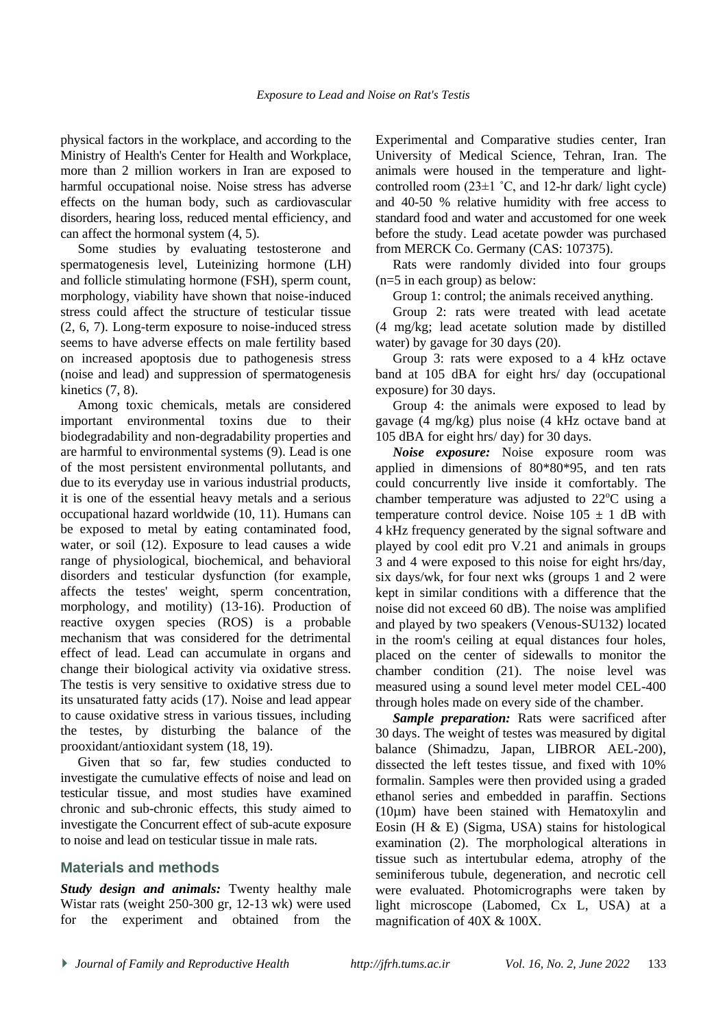physical factors in the workplace, and according to the Ministry of Health's Center for Health and Workplace, more than 2 million workers in Iran are exposed to harmful occupational noise. Noise stress has adverse effects on the human body, such as cardiovascular disorders, hearing loss, reduced mental efficiency, and can affect the hormonal system (4, 5).

Some studies by evaluating testosterone and spermatogenesis level, Luteinizing hormone (LH) and follicle stimulating hormone (FSH), sperm count, morphology, viability have shown that noise-induced stress could affect the structure of testicular tissue (2, 6, 7). Long-term exposure to noise-induced stress seems to have adverse effects on male fertility based on increased apoptosis due to pathogenesis stress (noise and lead) and suppression of spermatogenesis kinetics (7, 8).

Among toxic chemicals, metals are considered important environmental toxins due to their biodegradability and non-degradability properties and are harmful to environmental systems (9). Lead is one of the most persistent environmental pollutants, and due to its everyday use in various industrial products, it is one of the essential heavy metals and a serious occupational hazard worldwide (10, 11). Humans can be exposed to metal by eating contaminated food, water, or soil (12). Exposure to lead causes a wide range of physiological, biochemical, and behavioral disorders and testicular dysfunction (for example, affects the testes' weight, sperm concentration, morphology, and motility) (13-16). Production of reactive oxygen species (ROS) is a probable mechanism that was considered for the detrimental effect of lead. Lead can accumulate in organs and change their biological activity via oxidative stress. The testis is very sensitive to oxidative stress due to its unsaturated fatty acids (17). Noise and lead appear to cause oxidative stress in various tissues, including the testes, by disturbing the balance of the prooxidant/antioxidant system (18, 19).

Given that so far, few studies conducted to investigate the cumulative effects of noise and lead on testicular tissue, and most studies have examined chronic and sub-chronic effects, this study aimed to investigate the Concurrent effect of sub-acute exposure to noise and lead on testicular tissue in male rats.

## Materials and methods

***Study design and animals:*** Twenty healthy male Wistar rats (weight 250-300 gr, 12-13 wk) were used for the experiment and obtained from the Experimental and Comparative studies center, Iran University of Medical Science, Tehran, Iran. The animals were housed in the temperature and light-controlled room (23±1 ˚C, and 12-hr dark/ light cycle) and 40-50 % relative humidity with free access to standard food and water and accustomed for one week before the study. Lead acetate powder was purchased from MERCK Co. Germany (CAS: 107375).

Rats were randomly divided into four groups (n=5 in each group) as below:

Group 1: control; the animals received anything.

Group 2: rats were treated with lead acetate (4 mg/kg; lead acetate solution made by distilled water) by gavage for 30 days (20).

Group 3: rats were exposed to a 4 kHz octave band at 105 dBA for eight hrs/ day (occupational exposure) for 30 days.

Group 4: the animals were exposed to lead by gavage (4 mg/kg) plus noise (4 kHz octave band at 105 dBA for eight hrs/ day) for 30 days.

***Noise exposure:*** Noise exposure room was applied in dimensions of 80\*80\*95, and ten rats could concurrently live inside it comfortably. The chamber temperature was adjusted to 22$^{o}$C using a temperature control device. Noise 105 ± 1 dB with 4 kHz frequency generated by the signal software and played by cool edit pro V.21 and animals in groups 3 and 4 were exposed to this noise for eight hrs/day, six days/wk, for four next wks (groups 1 and 2 were kept in similar conditions with a difference that the noise did not exceed 60 dB). The noise was amplified and played by two speakers (Venous-SU132) located in the room's ceiling at equal distances four holes, placed on the center of sidewalls to monitor the chamber condition (21). The noise level was measured using a sound level meter model CEL-400 through holes made on every side of the chamber.

***Sample preparation:*** Rats were sacrificed after 30 days. The weight of testes was measured by digital balance (Shimadzu, Japan, LIBROR AEL-200), dissected the left testes tissue, and fixed with 10% formalin. Samples were then provided using a graded ethanol series and embedded in paraffin. Sections (10μm) have been stained with Hematoxylin and Eosin (H & E) (Sigma, USA) stains for histological examination (2). The morphological alterations in tissue such as intertubular edema, atrophy of the seminiferous tubule, degeneration, and necrotic cell were evaluated. Photomicrographs were taken by light microscope (Labomed, Cx L, USA) at a magnification of 40X & 100X.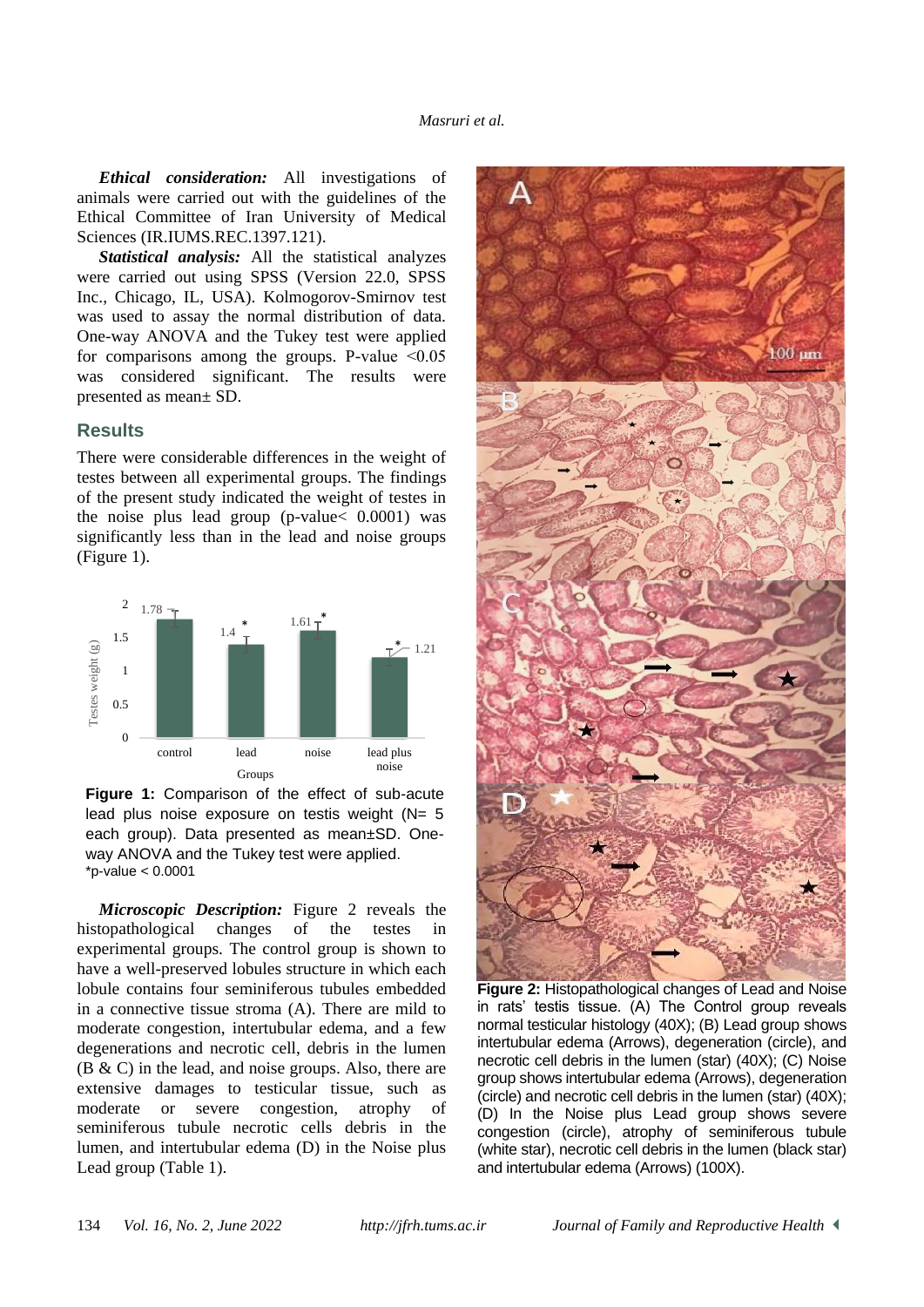***Ethical consideration:*** All investigations of animals were carried out with the guidelines of the Ethical Committee of Iran University of Medical Sciences (IR.IUMS.REC.1397.121).

***Statistical analysis:*** All the statistical analyzes were carried out using SPSS (Version 22.0, SPSS Inc., Chicago, IL, USA). Kolmogorov-Smirnov test was used to assay the normal distribution of data. One-way ANOVA and the Tukey test were applied for comparisons among the groups. P-value <0.05 was considered significant. The results were presented as mean± SD.

## Results

There were considerable differences in the weight of testes between all experimental groups. The findings of the present study indicated the weight of testes in the noise plus lead group (p-value< 0.0001) was significantly less than in the lead and noise groups (Figure 1).

**Figure 1:** Comparison of the effect of sub-acute lead plus noise exposure on testis weight (N= 5 each group). Data presented as mean±SD. One-way ANOVA and the Tukey test were applied.
*p-value < 0.0001

***Microscopic Description:*** Figure 2 reveals the histopathological changes of the testes in experimental groups. The control group is shown to have a well-preserved lobules structure in which each lobule contains four seminiferous tubules embedded in a connective tissue stroma (A). There are mild to moderate congestion, intertubular edema, and a few degenerations and necrotic cell, debris in the lumen (B & C) in the lead, and noise groups. Also, there are extensive damages to testicular tissue, such as moderate or severe congestion, atrophy of seminiferous tubule necrotic cells debris in the lumen, and intertubular edema (D) in the Noise plus Lead group (Table 1).

**Figure 2:** Histopathological changes of Lead and Noise in rats' testis tissue. (A) The Control group reveals normal testicular histology (40X); (B) Lead group shows intertubular edema (Arrows), degeneration (circle), and necrotic cell debris in the lumen (star) (40X); (C) Noise group shows intertubular edema (Arrows), degeneration (circle) and necrotic cell debris in the lumen (star) (40X); (D) In the Noise plus Lead group shows severe congestion (circle), atrophy of seminiferous tubule (white star), necrotic cell debris in the lumen (black star) and intertubular edema (Arrows) (100X).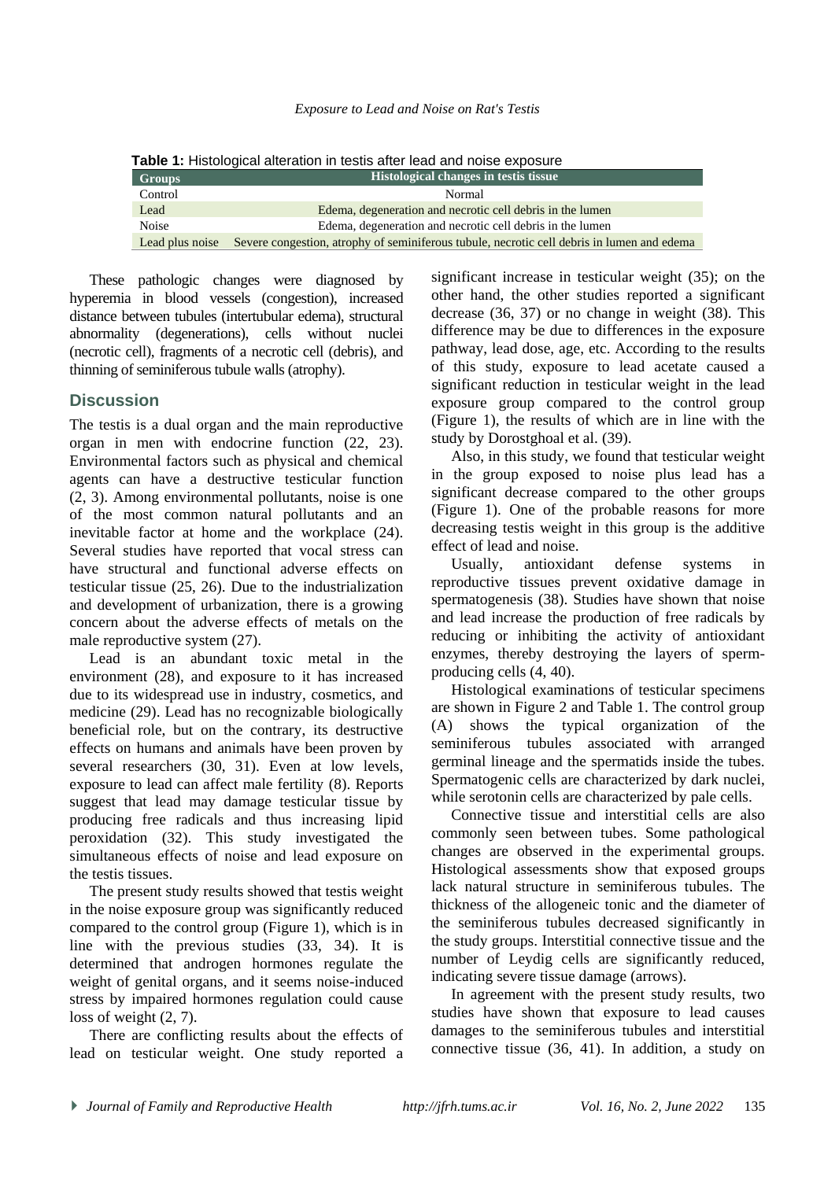**Table 1:** Histological alteration in testis after lead and noise exposure

| Groups | Histological changes in testis tissue |
|---|---|
| Control | Normal |
| Lead | Edema, degeneration and necrotic cell debris in the lumen |
| Noise | Edema, degeneration and necrotic cell debris in the lumen |
| Lead plus noise | Severe congestion, atrophy of seminiferous tubule, necrotic cell debris in lumen and edema |

These pathologic changes were diagnosed by hyperemia in blood vessels (congestion), increased distance between tubules (intertubular edema), structural abnormality (degenerations), cells without nuclei (necrotic cell), fragments of a necrotic cell (debris), and thinning of seminiferous tubule walls (atrophy).

## Discussion

The testis is a dual organ and the main reproductive organ in men with endocrine function (22, 23). Environmental factors such as physical and chemical agents can have a destructive testicular function (2, 3). Among environmental pollutants, noise is one of the most common natural pollutants and an inevitable factor at home and the workplace (24). Several studies have reported that vocal stress can have structural and functional adverse effects on testicular tissue (25, 26). Due to the industrialization and development of urbanization, there is a growing concern about the adverse effects of metals on the male reproductive system (27).

Lead is an abundant toxic metal in the environment (28), and exposure to it has increased due to its widespread use in industry, cosmetics, and medicine (29). Lead has no recognizable biologically beneficial role, but on the contrary, its destructive effects on humans and animals have been proven by several researchers (30, 31). Even at low levels, exposure to lead can affect male fertility (8). Reports suggest that lead may damage testicular tissue by producing free radicals and thus increasing lipid peroxidation (32). This study investigated the simultaneous effects of noise and lead exposure on the testis tissues.

The present study results showed that testis weight in the noise exposure group was significantly reduced compared to the control group (Figure 1), which is in line with the previous studies (33, 34). It is determined that androgen hormones regulate the weight of genital organs, and it seems noise-induced stress by impaired hormones regulation could cause loss of weight (2, 7).

There are conflicting results about the effects of lead on testicular weight. One study reported a significant increase in testicular weight (35); on the other hand, the other studies reported a significant decrease (36, 37) or no change in weight (38). This difference may be due to differences in the exposure pathway, lead dose, age, etc. According to the results of this study, exposure to lead acetate caused a significant reduction in testicular weight in the lead exposure group compared to the control group (Figure 1), the results of which are in line with the study by Dorostghoal et al. (39).

Also, in this study, we found that testicular weight in the group exposed to noise plus lead has a significant decrease compared to the other groups (Figure 1). One of the probable reasons for more decreasing testis weight in this group is the additive effect of lead and noise.

Usually, antioxidant defense systems in reproductive tissues prevent oxidative damage in spermatogenesis (38). Studies have shown that noise and lead increase the production of free radicals by reducing or inhibiting the activity of antioxidant enzymes, thereby destroying the layers of sperm-producing cells (4, 40).

Histological examinations of testicular specimens are shown in Figure 2 and Table 1. The control group (A) shows the typical organization of the seminiferous tubules associated with arranged germinal lineage and the spermatids inside the tubes. Spermatogenic cells are characterized by dark nuclei, while serotonin cells are characterized by pale cells.

Connective tissue and interstitial cells are also commonly seen between tubes. Some pathological changes are observed in the experimental groups. Histological assessments show that exposed groups lack natural structure in seminiferous tubules. The thickness of the allogeneic tonic and the diameter of the seminiferous tubules decreased significantly in the study groups. Interstitial connective tissue and the number of Leydig cells are significantly reduced, indicating severe tissue damage (arrows).

In agreement with the present study results, two studies have shown that exposure to lead causes damages to the seminiferous tubules and interstitial connective tissue (36, 41). In addition, a study on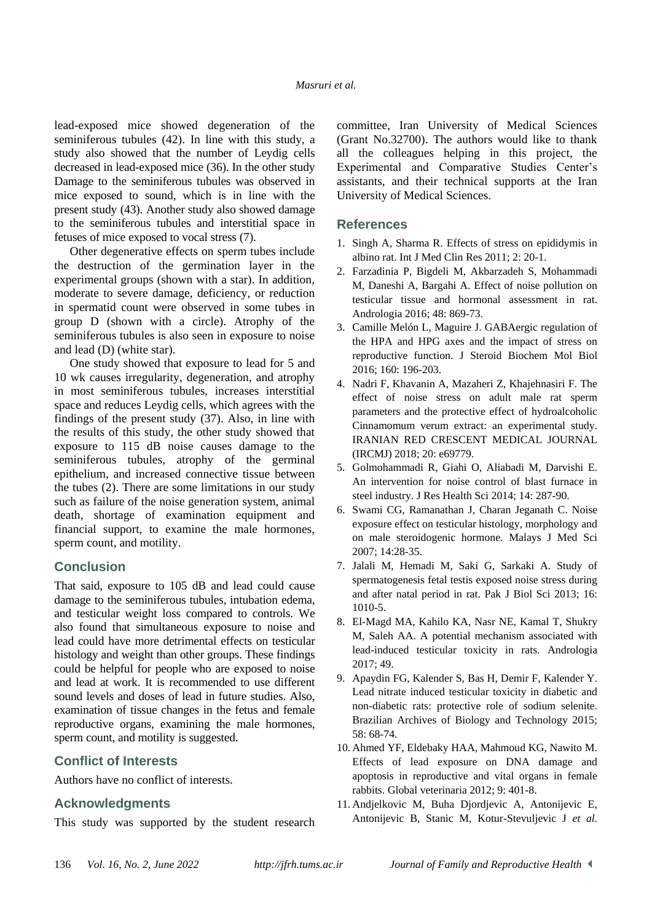lead-exposed mice showed degeneration of the seminiferous tubules (42). In line with this study, a study also showed that the number of Leydig cells decreased in lead-exposed mice (36). In the other study Damage to the seminiferous tubules was observed in mice exposed to sound, which is in line with the present study (43). Another study also showed damage to the seminiferous tubules and interstitial space in fetuses of mice exposed to vocal stress (7).

Other degenerative effects on sperm tubes include the destruction of the germination layer in the experimental groups (shown with a star). In addition, moderate to severe damage, deficiency, or reduction in spermatid count were observed in some tubes in group D (shown with a circle). Atrophy of the seminiferous tubules is also seen in exposure to noise and lead (D) (white star).

One study showed that exposure to lead for 5 and 10 wk causes irregularity, degeneration, and atrophy in most seminiferous tubules, increases interstitial space and reduces Leydig cells, which agrees with the findings of the present study (37). Also, in line with the results of this study, the other study showed that exposure to 115 dB noise causes damage to the seminiferous tubules, atrophy of the germinal epithelium, and increased connective tissue between the tubes (2). There are some limitations in our study such as failure of the noise generation system, animal death, shortage of examination equipment and financial support, to examine the male hormones, sperm count, and motility.

## Conclusion

That said, exposure to 105 dB and lead could cause damage to the seminiferous tubules, intubation edema, and testicular weight loss compared to controls. We also found that simultaneous exposure to noise and lead could have more detrimental effects on testicular histology and weight than other groups. These findings could be helpful for people who are exposed to noise and lead at work. It is recommended to use different sound levels and doses of lead in future studies. Also, examination of tissue changes in the fetus and female reproductive organs, examining the male hormones, sperm count, and motility is suggested.

## Conflict of Interests

Authors have no conflict of interests.

## Acknowledgments

This study was supported by the student research committee, Iran University of Medical Sciences (Grant No.32700). The authors would like to thank all the colleagues helping in this project, the Experimental and Comparative Studies Center's assistants, and their technical supports at the Iran University of Medical Sciences.

## References

1. Singh A, Sharma R. Effects of stress on epididymis in albino rat. Int J Med Clin Res 2011; 2: 20-1.
2. Farzadinia P, Bigdeli M, Akbarzadeh S, Mohammadi M, Daneshi A, Bargahi A. Effect of noise pollution on testicular tissue and hormonal assessment in rat. Andrologia 2016; 48: 869-73.
3. Camille Melón L, Maguire J. GABAergic regulation of the HPA and HPG axes and the impact of stress on reproductive function. J Steroid Biochem Mol Biol 2016; 160: 196-203.
4. Nadri F, Khavanin A, Mazaheri Z, Khajehnasiri F. The effect of noise stress on adult male rat sperm parameters and the protective effect of hydroalcoholic Cinnamomum verum extract: an experimental study. IRANIAN RED CRESCENT MEDICAL JOURNAL (IRCMJ) 2018; 20: e69779.
5. Golmohammadi R, Giahi O, Aliabadi M, Darvishi E. An intervention for noise control of blast furnace in steel industry. J Res Health Sci 2014; 14: 287-90.
6. Swami CG, Ramanathan J, Charan Jeganath C. Noise exposure effect on testicular histology, morphology and on male steroidogenic hormone. Malays J Med Sci 2007; 14:28-35.
7. Jalali M, Hemadi M, Saki G, Sarkaki A. Study of spermatogenesis fetal testis exposed noise stress during and after natal period in rat. Pak J Biol Sci 2013; 16: 1010-5.
8. El-Magd MA, Kahilo KA, Nasr NE, Kamal T, Shukry M, Saleh AA. A potential mechanism associated with lead-induced testicular toxicity in rats. Andrologia 2017; 49.
9. Apaydin FG, Kalender S, Bas H, Demir F, Kalender Y. Lead nitrate induced testicular toxicity in diabetic and non-diabetic rats: protective role of sodium selenite. Brazilian Archives of Biology and Technology 2015; 58: 68-74.
10. Ahmed YF, Eldebaky HAA, Mahmoud KG, Nawito M. Effects of lead exposure on DNA damage and apoptosis in reproductive and vital organs in female rabbits. Global veterinaria 2012; 9: 401-8.
11. Andjelkovic M, Buha Djordjevic A, Antonijevic E, Antonijevic B, Stanic M, Kotur-Stevuljevic J *et al.*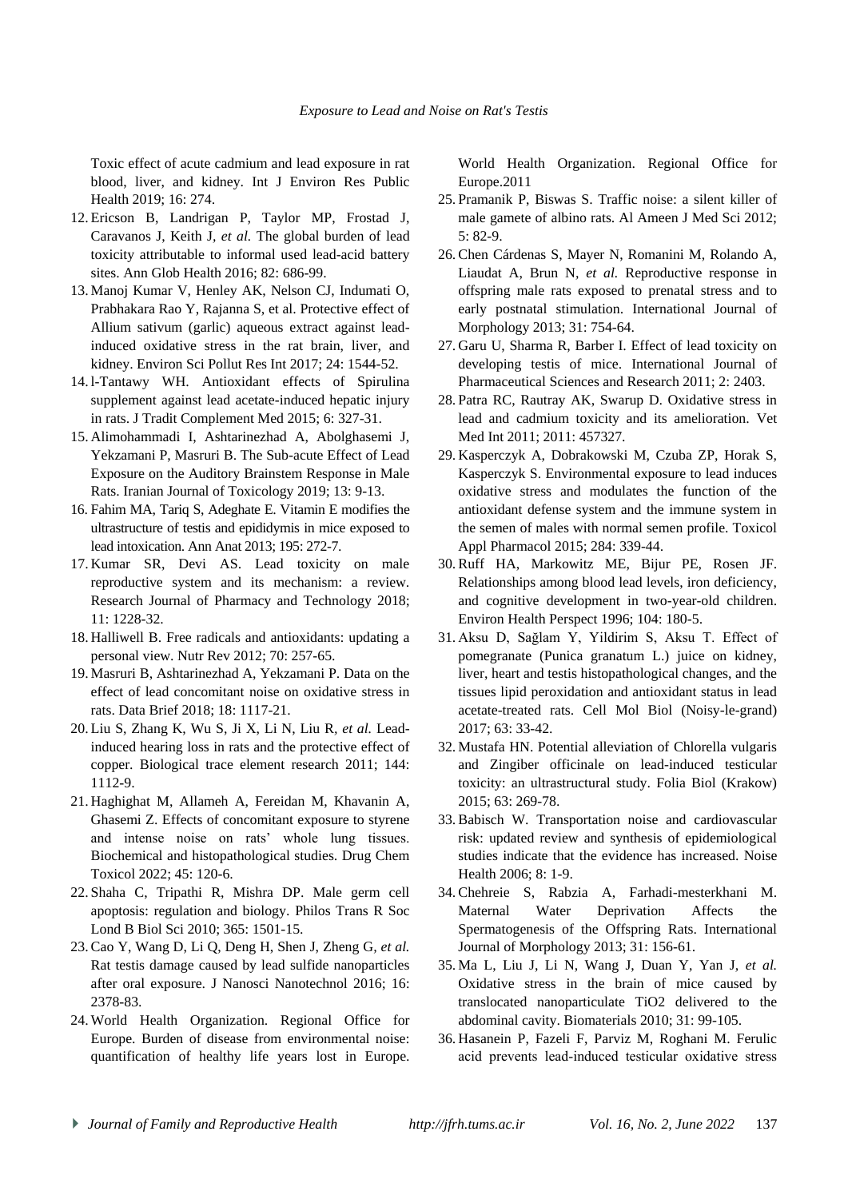Toxic effect of acute cadmium and lead exposure in rat blood, liver, and kidney. Int J Environ Res Public Health 2019; 16: 274.

12. Ericson B, Landrigan P, Taylor MP, Frostad J, Caravanos J, Keith J, *et al.* The global burden of lead toxicity attributable to informal used lead-acid battery sites. Ann Glob Health 2016; 82: 686-99.
13. Manoj Kumar V, Henley AK, Nelson CJ, Indumati O, Prabhakara Rao Y, Rajanna S, et al. Protective effect of Allium sativum (garlic) aqueous extract against lead-induced oxidative stress in the rat brain, liver, and kidney. Environ Sci Pollut Res Int 2017; 24: 1544-52.
14. l-Tantawy WH. Antioxidant effects of Spirulina supplement against lead acetate-induced hepatic injury in rats. J Tradit Complement Med 2015; 6: 327-31.
15. Alimohammadi I, Ashtarinezhad A, Abolghasemi J, Yekzamani P, Masruri B. The Sub-acute Effect of Lead Exposure on the Auditory Brainstem Response in Male Rats. Iranian Journal of Toxicology 2019; 13: 9-13.
16. Fahim MA, Tariq S, Adeghate E. Vitamin E modifies the ultrastructure of testis and epididymis in mice exposed to lead intoxication. Ann Anat 2013; 195: 272-7.
17. Kumar SR, Devi AS. Lead toxicity on male reproductive system and its mechanism: a review. Research Journal of Pharmacy and Technology 2018; 11: 1228-32.
18. Halliwell B. Free radicals and antioxidants: updating a personal view. Nutr Rev 2012; 70: 257-65.
19. Masruri B, Ashtarinezhad A, Yekzamani P. Data on the effect of lead concomitant noise on oxidative stress in rats. Data Brief 2018; 18: 1117-21.
20. Liu S, Zhang K, Wu S, Ji X, Li N, Liu R, *et al.* Lead-induced hearing loss in rats and the protective effect of copper. Biological trace element research 2011; 144: 1112-9.
21. Haghighat M, Allameh A, Fereidan M, Khavanin A, Ghasemi Z. Effects of concomitant exposure to styrene and intense noise on rats' whole lung tissues. Biochemical and histopathological studies. Drug Chem Toxicol 2022; 45: 120-6.
22. Shaha C, Tripathi R, Mishra DP. Male germ cell apoptosis: regulation and biology. Philos Trans R Soc Lond B Biol Sci 2010; 365: 1501-15.
23. Cao Y, Wang D, Li Q, Deng H, Shen J, Zheng G, *et al.* Rat testis damage caused by lead sulfide nanoparticles after oral exposure. J Nanosci Nanotechnol 2016; 16: 2378-83.
24. World Health Organization. Regional Office for Europe. Burden of disease from environmental noise: quantification of healthy life years lost in Europe. World Health Organization. Regional Office for Europe.2011
25. Pramanik P, Biswas S. Traffic noise: a silent killer of male gamete of albino rats. Al Ameen J Med Sci 2012; 5: 82-9.
26. Chen Cárdenas S, Mayer N, Romanini M, Rolando A, Liaudat A, Brun N, *et al.* Reproductive response in offspring male rats exposed to prenatal stress and to early postnatal stimulation. International Journal of Morphology 2013; 31: 754-64.
27. Garu U, Sharma R, Barber I. Effect of lead toxicity on developing testis of mice. International Journal of Pharmaceutical Sciences and Research 2011; 2: 2403.
28. Patra RC, Rautray AK, Swarup D. Oxidative stress in lead and cadmium toxicity and its amelioration. Vet Med Int 2011; 2011: 457327.
29. Kasperczyk A, Dobrakowski M, Czuba ZP, Horak S, Kasperczyk S. Environmental exposure to lead induces oxidative stress and modulates the function of the antioxidant defense system and the immune system in the semen of males with normal semen profile. Toxicol Appl Pharmacol 2015; 284: 339-44.
30. Ruff HA, Markowitz ME, Bijur PE, Rosen JF. Relationships among blood lead levels, iron deficiency, and cognitive development in two-year-old children. Environ Health Perspect 1996; 104: 180-5.
31. Aksu D, Sağlam Y, Yildirim S, Aksu T. Effect of pomegranate (Punica granatum L.) juice on kidney, liver, heart and testis histopathological changes, and the tissues lipid peroxidation and antioxidant status in lead acetate-treated rats. Cell Mol Biol (Noisy-le-grand) 2017; 63: 33-42.
32. Mustafa HN. Potential alleviation of Chlorella vulgaris and Zingiber officinale on lead-induced testicular toxicity: an ultrastructural study. Folia Biol (Krakow) 2015; 63: 269-78.
33. Babisch W. Transportation noise and cardiovascular risk: updated review and synthesis of epidemiological studies indicate that the evidence has increased. Noise Health 2006; 8: 1-9.
34. Chehreie S, Rabzia A, Farhadi-mesterkhani M. Maternal Water Deprivation Affects the Spermatogenesis of the Offspring Rats. International Journal of Morphology 2013; 31: 156-61.
35. Ma L, Liu J, Li N, Wang J, Duan Y, Yan J, *et al.* Oxidative stress in the brain of mice caused by translocated nanoparticulate TiO2 delivered to the abdominal cavity. Biomaterials 2010; 31: 99-105.
36. Hasanein P, Fazeli F, Parviz M, Roghani M. Ferulic acid prevents lead-induced testicular oxidative stress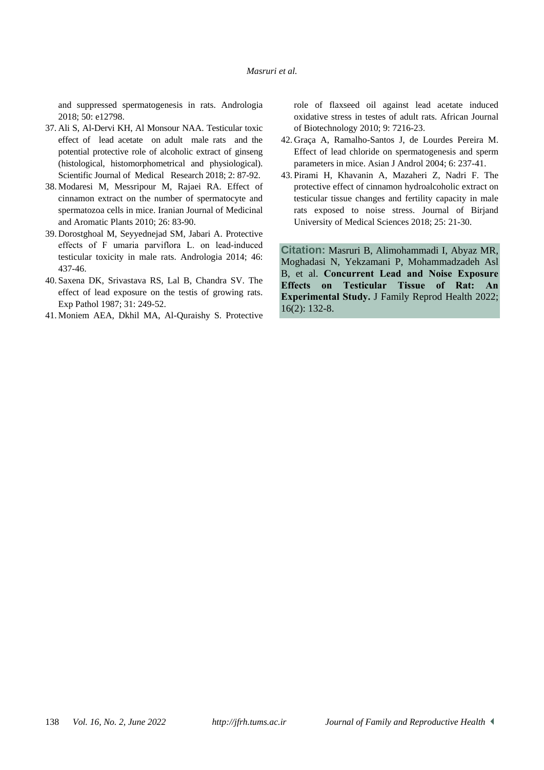and suppressed spermatogenesis in rats. Andrologia 2018; 50: e12798.

37. Ali S, Al-Dervi KH, Al Monsour NAA. Testicular toxic effect of lead acetate on adult male rats and the potential protective role of alcoholic extract of ginseng (histological, histomorphometrical and physiological). Scientific Journal of Medical Research 2018; 2: 87-92.
38. Modaresi M, Messripour M, Rajaei RA. Effect of cinnamon extract on the number of spermatocyte and spermatozoa cells in mice. Iranian Journal of Medicinal and Aromatic Plants 2010; 26: 83-90.
39. Dorostghoal M, Seyyednejad SM, Jabari A. Protective effects of F umaria parviflora L. on lead-induced testicular toxicity in male rats. Andrologia 2014; 46: 437-46.
40. Saxena DK, Srivastava RS, Lal B, Chandra SV. The effect of lead exposure on the testis of growing rats. Exp Pathol 1987; 31: 249-52.
41. Moniem AEA, Dkhil MA, Al-Quraishy S. Protective role of flaxseed oil against lead acetate induced oxidative stress in testes of adult rats. African Journal of Biotechnology 2010; 9: 7216-23.
42. Graça A, Ramalho-Santos J, de Lourdes Pereira M. Effect of lead chloride on spermatogenesis and sperm parameters in mice. Asian J Androl 2004; 6: 237-41.
43. Pirami H, Khavanin A, Mazaheri Z, Nadri F. The protective effect of cinnamon hydroalcoholic extract on testicular tissue changes and fertility capacity in male rats exposed to noise stress. Journal of Birjand University of Medical Sciences 2018; 25: 21-30.

**Citation:** Masruri B, Alimohammadi I, Abyaz MR, Moghadasi N, Yekzamani P, Mohammadzadeh Asl B, et al. **Concurrent Lead and Noise Exposure Effects on Testicular Tissue of Rat: An Experimental Study.** J Family Reprod Health 2022; 16(2): 132-8.